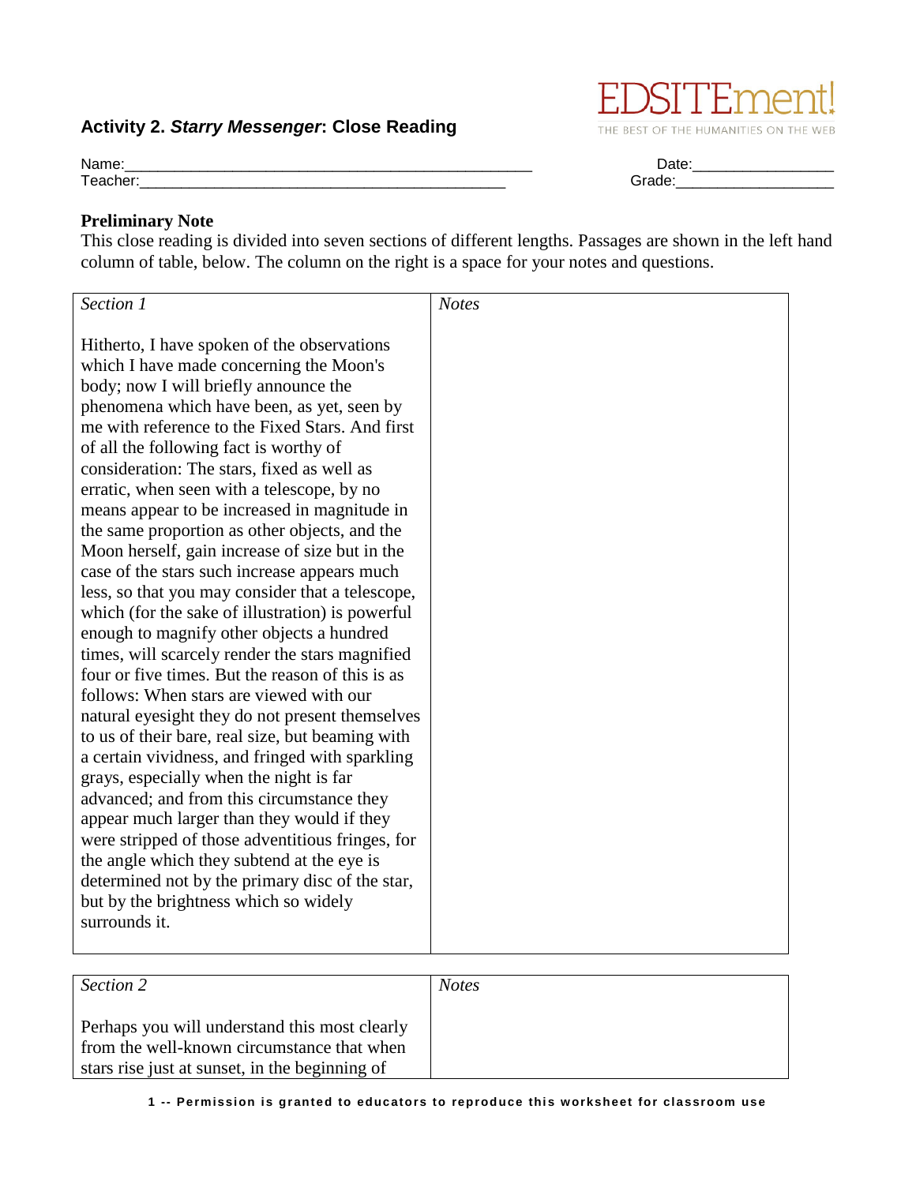EDSITEment!
THE BEST OF THE HUMANITIES ON THE WEB

## Activity 2. *Starry Messenger*: Close Reading

Name:\_\_\_\_\_\_\_\_\_\_\_\_\_\_\_\_\_\_\_\_\_\_\_\_\_\_\_\_\_\_\_\_\_\_\_\_\_\_\_\_\_\_\_\_\_\_\_\_\_ Date:\_\_\_\_\_\_\_\_\_\_\_\_\_\_\_\_\_
Teacher:\_\_\_\_\_\_\_\_\_\_\_\_\_\_\_\_\_\_\_\_\_\_\_\_\_\_\_\_\_\_\_\_\_\_\_\_\_\_\_\_\_\_\_\_\_ Grade:\_\_\_\_\_\_\_\_\_\_\_\_\_\_\_\_\_\_\_

**Preliminary Note**
This close reading is divided into seven sections of different lengths. Passages are shown in the left hand column of table, below. The column on the right is a space for your notes and questions.

| *Section 1* | *Notes* |
|---|---|
| Hitherto, I have spoken of the observations which I have made concerning the Moon's body; now I will briefly announce the phenomena which have been, as yet, seen by me with reference to the Fixed Stars. And first of all the following fact is worthy of consideration: The stars, fixed as well as erratic, when seen with a telescope, by no means appear to be increased in magnitude in the same proportion as other objects, and the Moon herself, gain increase of size but in the case of the stars such increase appears much less, so that you may consider that a telescope, which (for the sake of illustration) is powerful enough to magnify other objects a hundred times, will scarcely render the stars magnified four or five times. But the reason of this is as follows: When stars are viewed with our natural eyesight they do not present themselves to us of their bare, real size, but beaming with a certain vividness, and fringed with sparkling grays, especially when the night is far advanced; and from this circumstance they appear much larger than they would if they were stripped of those adventitious fringes, for the angle which they subtend at the eye is determined not by the primary disc of the star, but by the brightness which so widely surrounds it. | |

| *Section 2* | *Notes* |
|---|---|
| Perhaps you will understand this most clearly from the well-known circumstance that when stars rise just at sunset, in the beginning of | |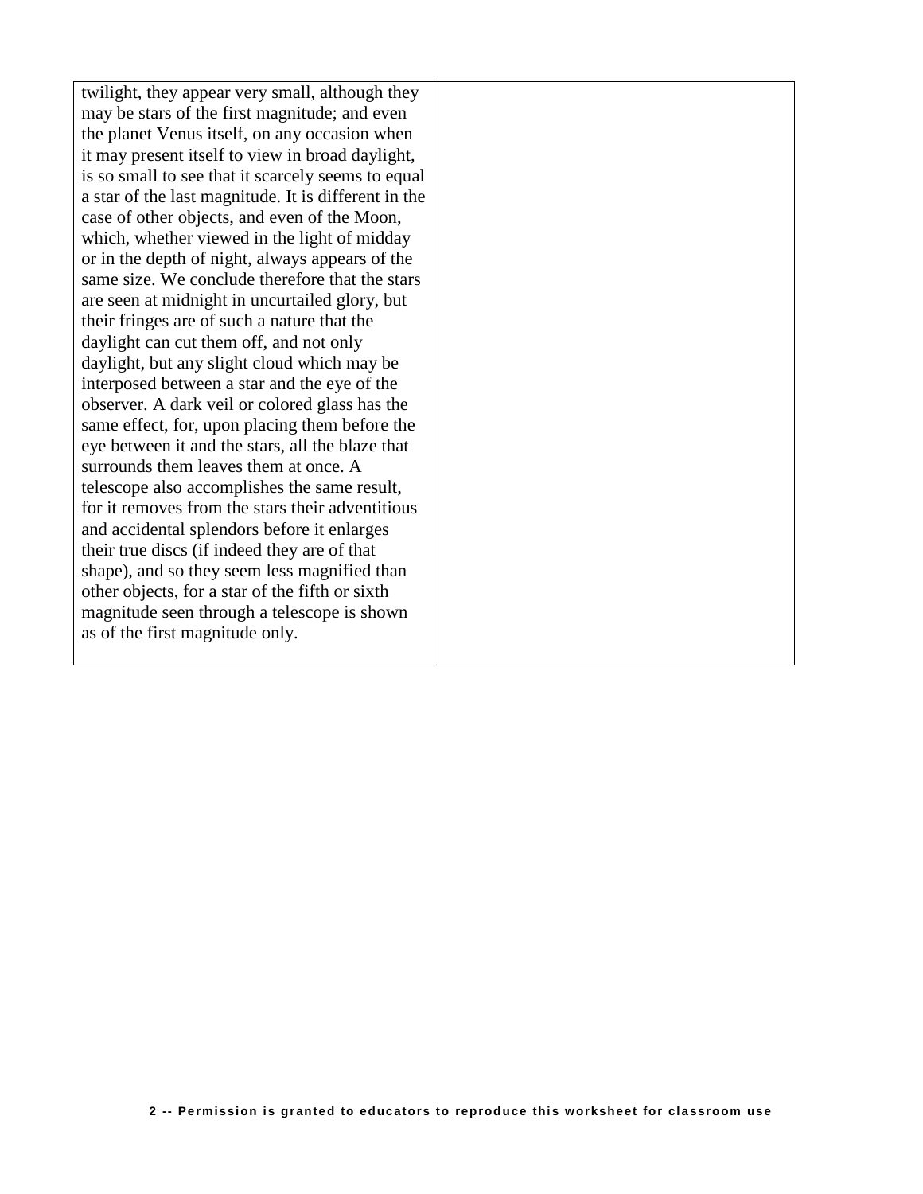| | |
|---|---|
| twilight, they appear very small, although they may be stars of the first magnitude; and even the planet Venus itself, on any occasion when it may present itself to view in broad daylight, is so small to see that it scarcely seems to equal a star of the last magnitude. It is different in the case of other objects, and even of the Moon, which, whether viewed in the light of midday or in the depth of night, always appears of the same size. We conclude therefore that the stars are seen at midnight in uncurtailed glory, but their fringes are of such a nature that the daylight can cut them off, and not only daylight, but any slight cloud which may be interposed between a star and the eye of the observer. A dark veil or colored glass has the same effect, for, upon placing them before the eye between it and the stars, all the blaze that surrounds them leaves them at once. A telescope also accomplishes the same result, for it removes from the stars their adventitious and accidental splendors before it enlarges their true discs (if indeed they are of that shape), and so they seem less magnified than other objects, for a star of the fifth or sixth magnitude seen through a telescope is shown as of the first magnitude only. | |

Permission is granted to educators to reproduce this worksheet for classroom use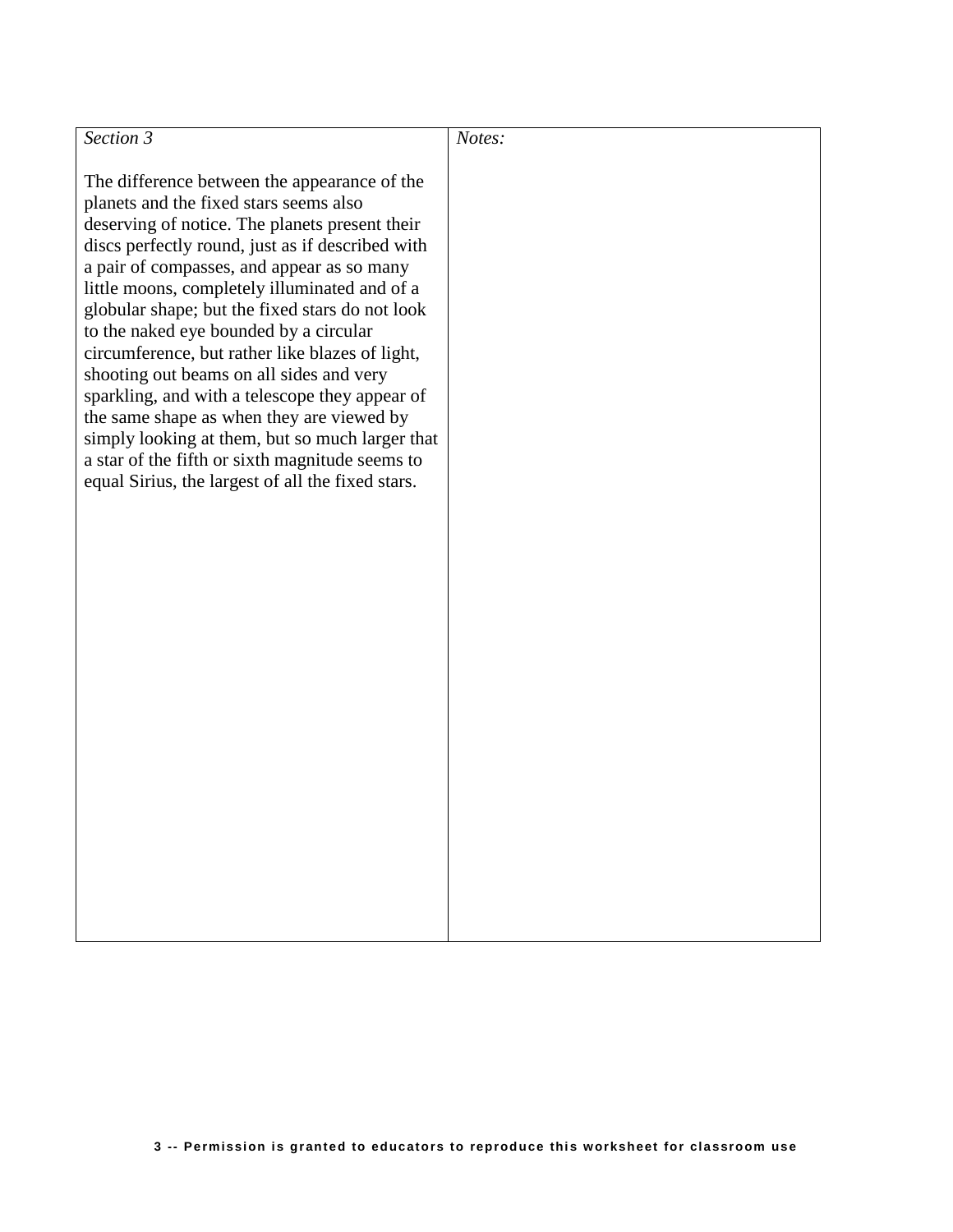| *Section 3*<br><br>The difference between the appearance of the planets and the fixed stars seems also deserving of notice. The planets present their discs perfectly round, just as if described with a pair of compasses, and appear as so many little moons, completely illuminated and of a globular shape; but the fixed stars do not look to the naked eye bounded by a circular circumference, but rather like blazes of light, shooting out beams on all sides and very sparkling, and with a telescope they appear of the same shape as when they are viewed by simply looking at them, but so much larger that a star of the fifth or sixth magnitude seems to equal Sirius, the largest of all the fixed stars. | *Notes:* |
|---|---|

**3 -- Permission is granted to educators to reproduce this worksheet for classroom use**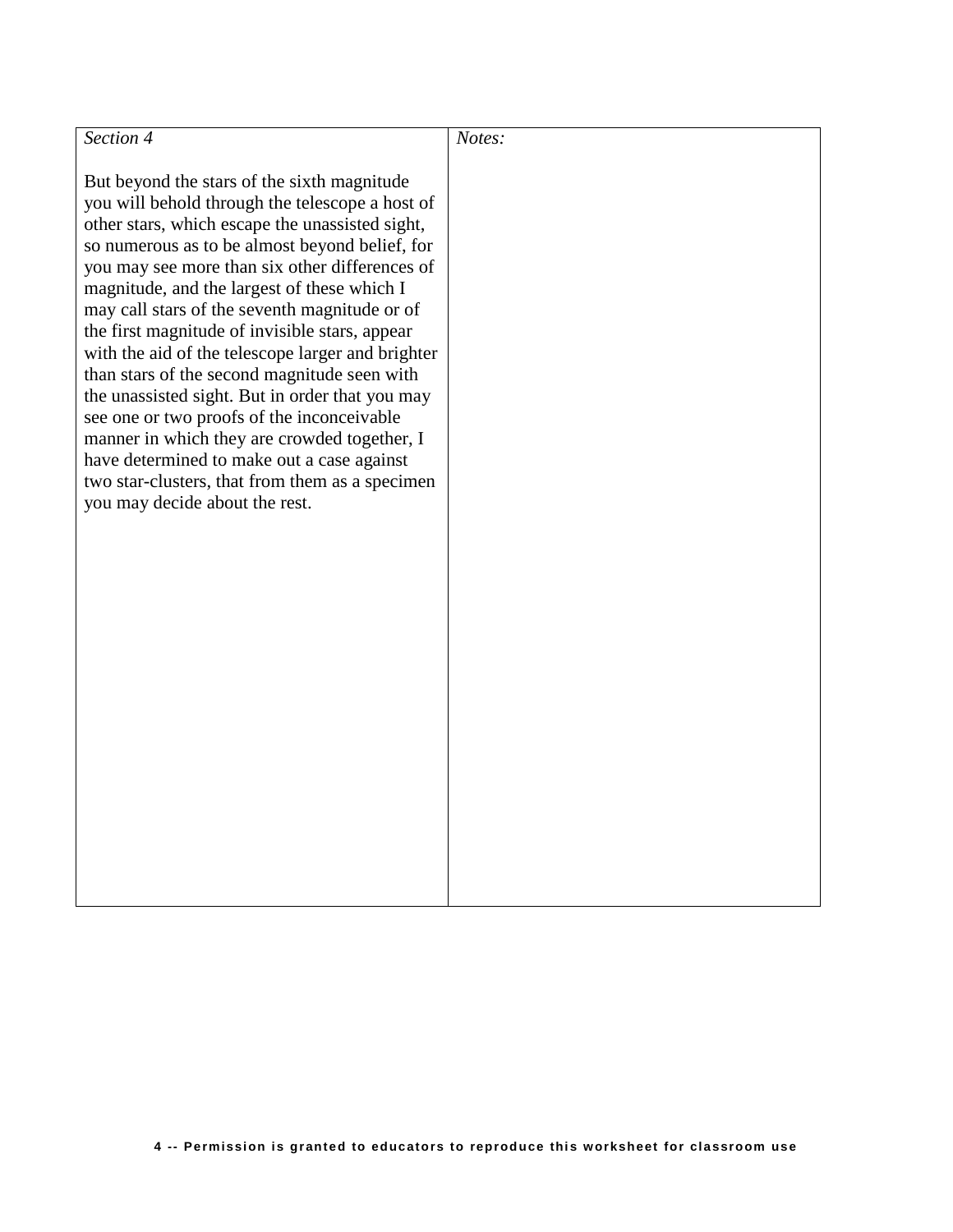| *Section 4*<br><br>But beyond the stars of the sixth magnitude you will behold through the telescope a host of other stars, which escape the unassisted sight, so numerous as to be almost beyond belief, for you may see more than six other differences of magnitude, and the largest of these which I may call stars of the seventh magnitude or of the first magnitude of invisible stars, appear with the aid of the telescope larger and brighter than stars of the second magnitude seen with the unassisted sight. But in order that you may see one or two proofs of the inconceivable manner in which they are crowded together, I have determined to make out a case against two star-clusters, that from them as a specimen you may decide about the rest. | *Notes:* |
|---|---|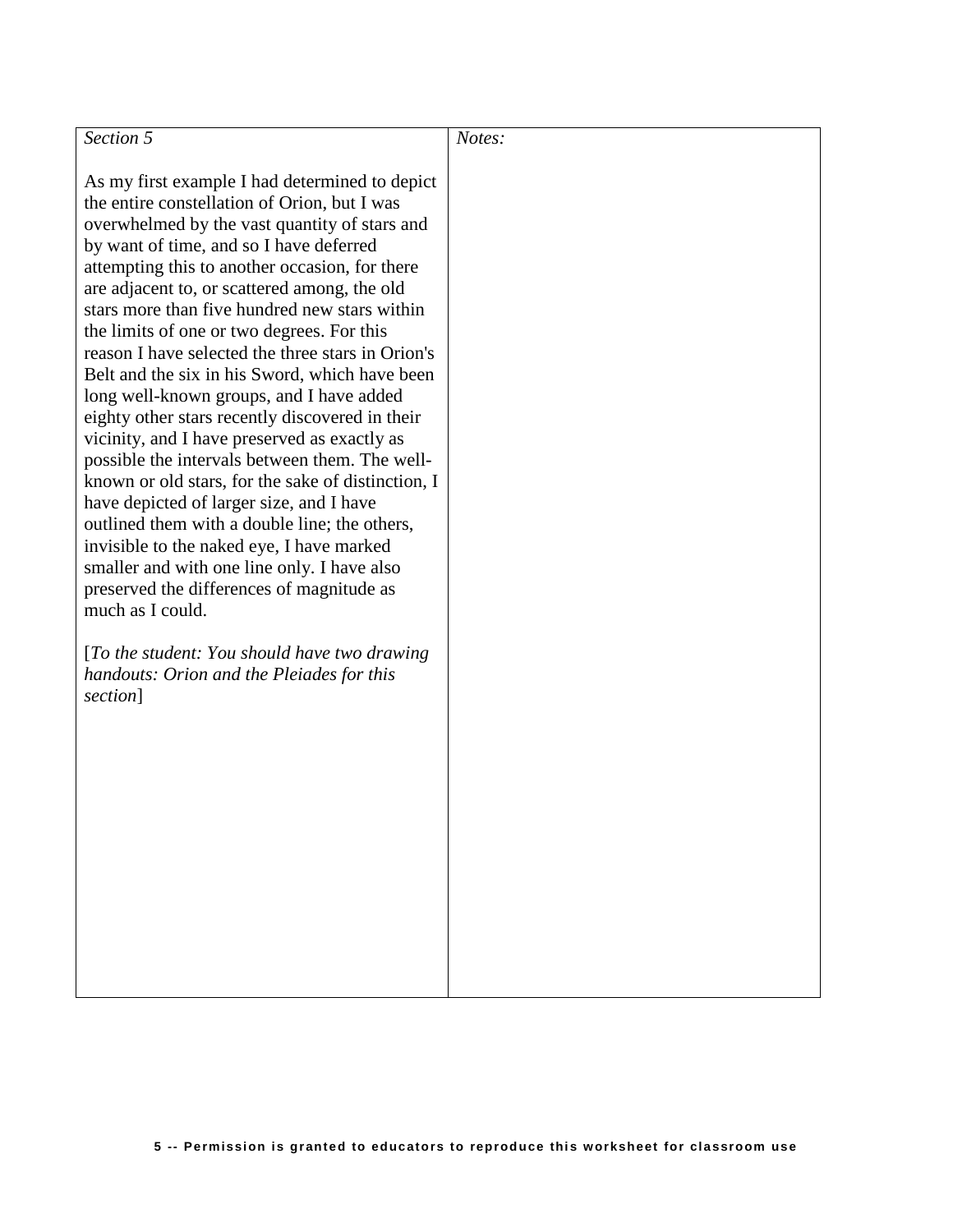| *Section 5*<br><br>As my first example I had determined to depict the entire constellation of Orion, but I was overwhelmed by the vast quantity of stars and by want of time, and so I have deferred attempting this to another occasion, for there are adjacent to, or scattered among, the old stars more than five hundred new stars within the limits of one or two degrees. For this reason I have selected the three stars in Orion's Belt and the six in his Sword, which have been long well-known groups, and I have added eighty other stars recently discovered in their vicinity, and I have preserved as exactly as possible the intervals between them. The well-known or old stars, for the sake of distinction, I have depicted of larger size, and I have outlined them with a double line; the others, invisible to the naked eye, I have marked smaller and with one line only. I have also preserved the differences of magnitude as much as I could.<br><br>[*To the student: You should have two drawing handouts: Orion and the Pleiades for this section*] | *Notes:* |
|---|---|

**Permission is granted to educators to reproduce this worksheet for classroom use**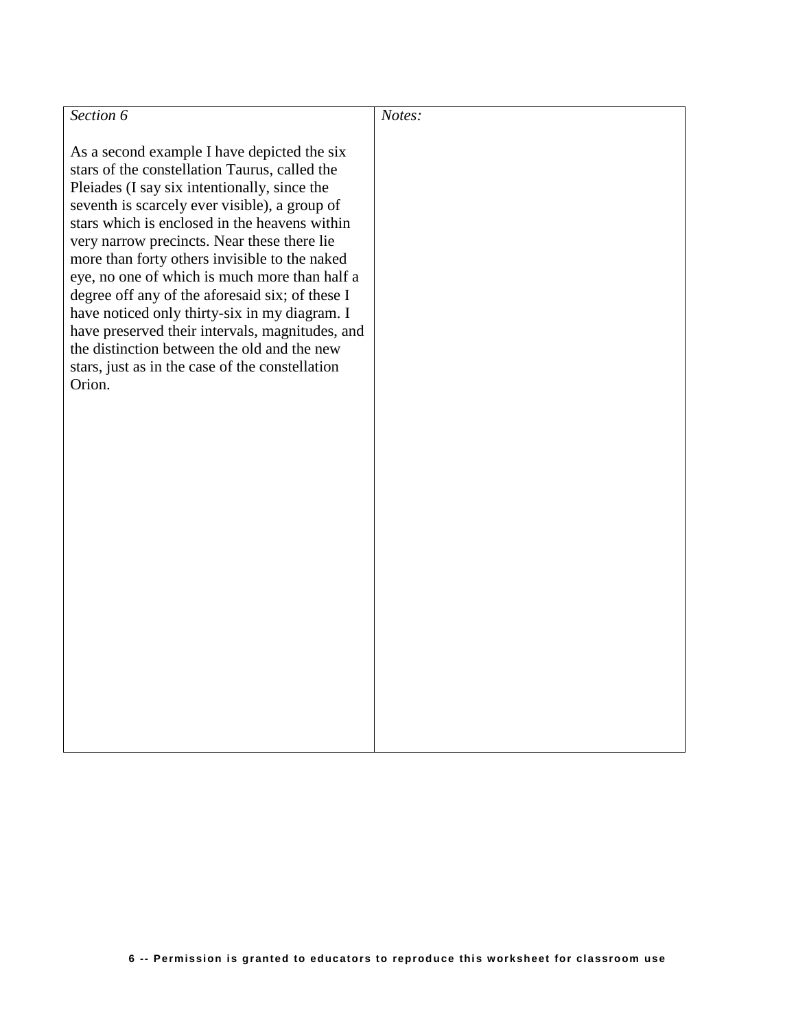| *Section 6*<br><br>As a second example I have depicted the six stars of the constellation Taurus, called the Pleiades (I say six intentionally, since the seventh is scarcely ever visible), a group of stars which is enclosed in the heavens within very narrow precincts. Near these there lie more than forty others invisible to the naked eye, no one of which is much more than half a degree off any of the aforesaid six; of these I have noticed only thirty-six in my diagram. I have preserved their intervals, magnitudes, and the distinction between the old and the new stars, just as in the case of the constellation Orion. | *Notes:* |
|---|---|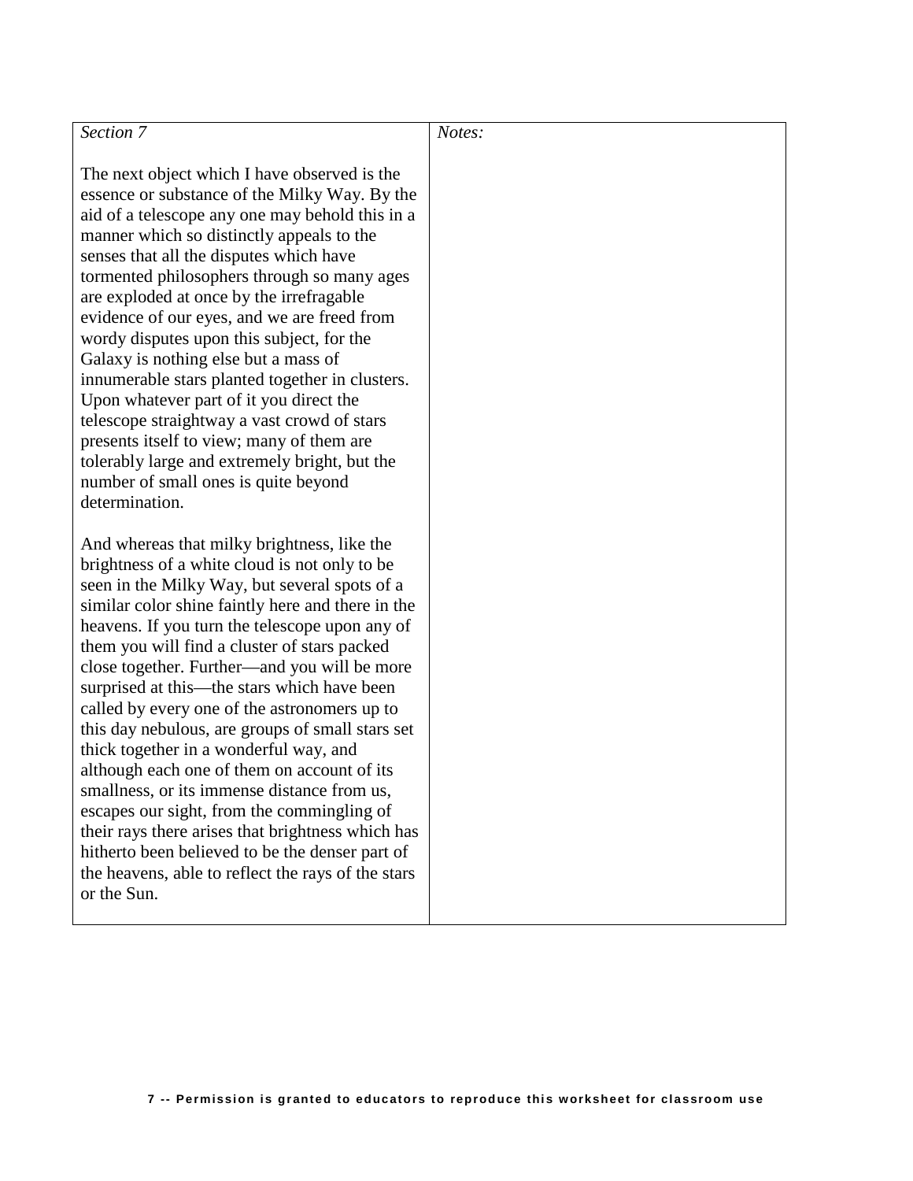| *Section 7* | *Notes:* |
| --- | --- |
| The next object which I have observed is the essence or substance of the Milky Way. By the aid of a telescope any one may behold this in a manner which so distinctly appeals to the senses that all the disputes which have tormented philosophers through so many ages are exploded at once by the irrefragable evidence of our eyes, and we are freed from wordy disputes upon this subject, for the Galaxy is nothing else but a mass of innumerable stars planted together in clusters. Upon whatever part of it you direct the telescope straightway a vast crowd of stars presents itself to view; many of them are tolerably large and extremely bright, but the number of small ones is quite beyond determination.<br><br>And whereas that milky brightness, like the brightness of a white cloud is not only to be seen in the Milky Way, but several spots of a similar color shine faintly here and there in the heavens. If you turn the telescope upon any of them you will find a cluster of stars packed close together. Further—and you will be more surprised at this—the stars which have been called by every one of the astronomers up to this day nebulous, are groups of small stars set thick together in a wonderful way, and although each one of them on account of its smallness, or its immense distance from us, escapes our sight, from the commingling of their rays there arises that brightness which has hitherto been believed to be the denser part of the heavens, able to reflect the rays of the stars or the Sun. | |

Permission is granted to educators to reproduce this worksheet for classroom use